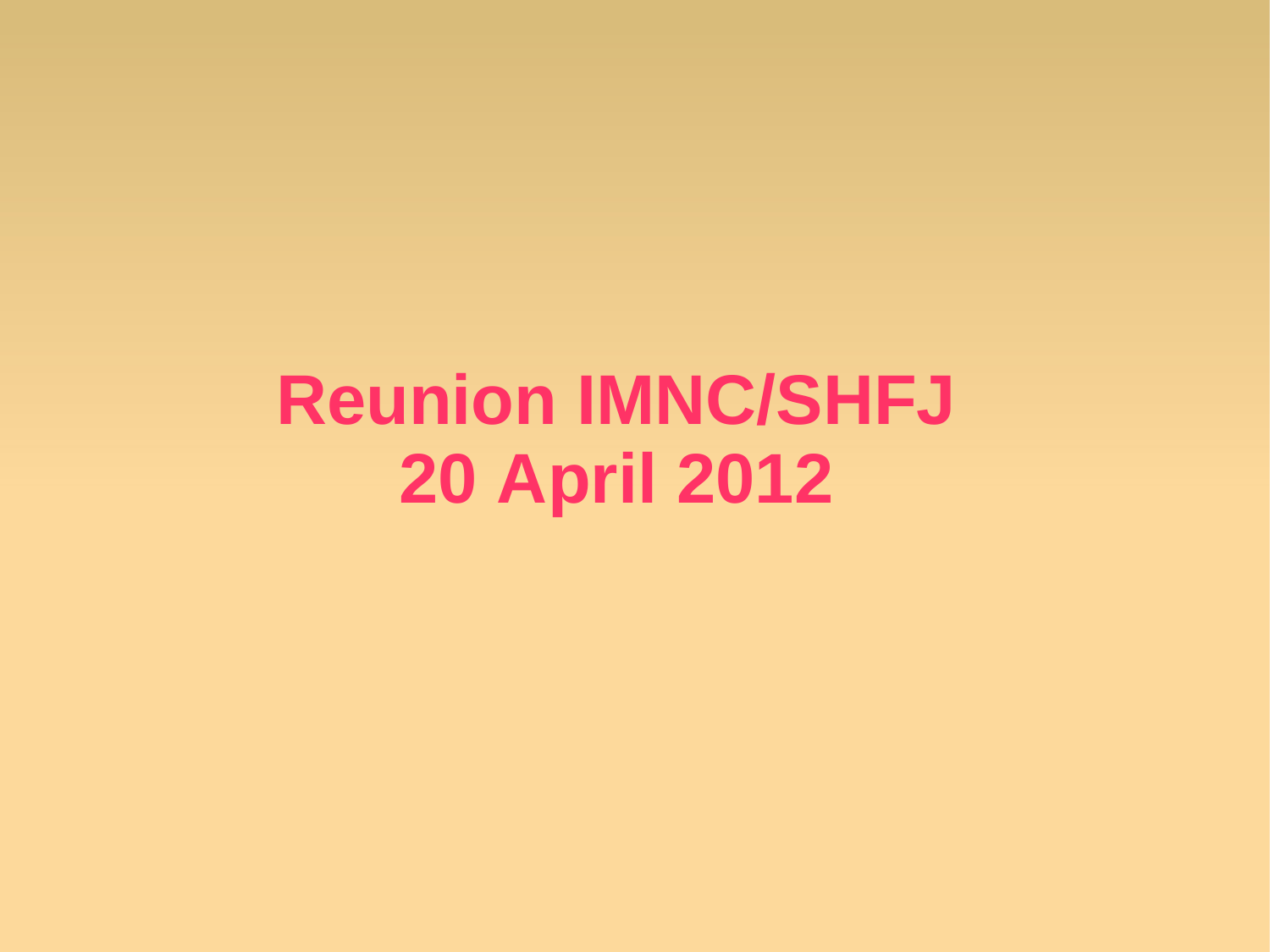# Reunion IMNC/SHFJ
# 20 April 2012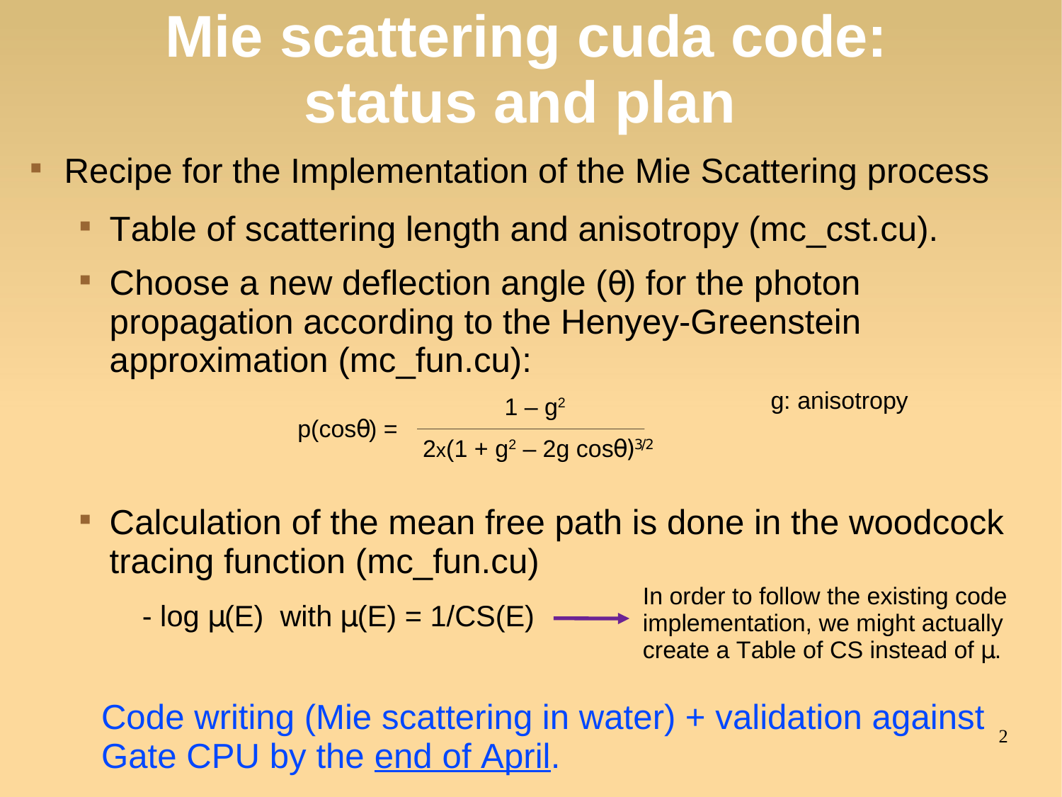# Mie scattering cuda code: status and plan

- Recipe for the Implementation of the Mie Scattering process
  - Table of scattering length and anisotropy (mc_cst.cu).
  - Choose a new deflection angle (θ) for the photon propagation according to the Henyey-Greenstein approximation (mc_fun.cu):

$$p(\cos\theta) = \frac{1 - g^2}{2 \times (1 + g^2 - 2g\cos\theta)^{3/2}}$$

g: anisotropy

  - Calculation of the mean free path is done in the woodcock tracing function (mc_fun.cu)

    $-\log \mu(E)$ with $\mu(E) = 1/CS(E)$ → In order to follow the existing code implementation, we might actually create a Table of CS instead of μ.

Code writing (Mie scattering in water) + validation against Gate CPU by the end of April.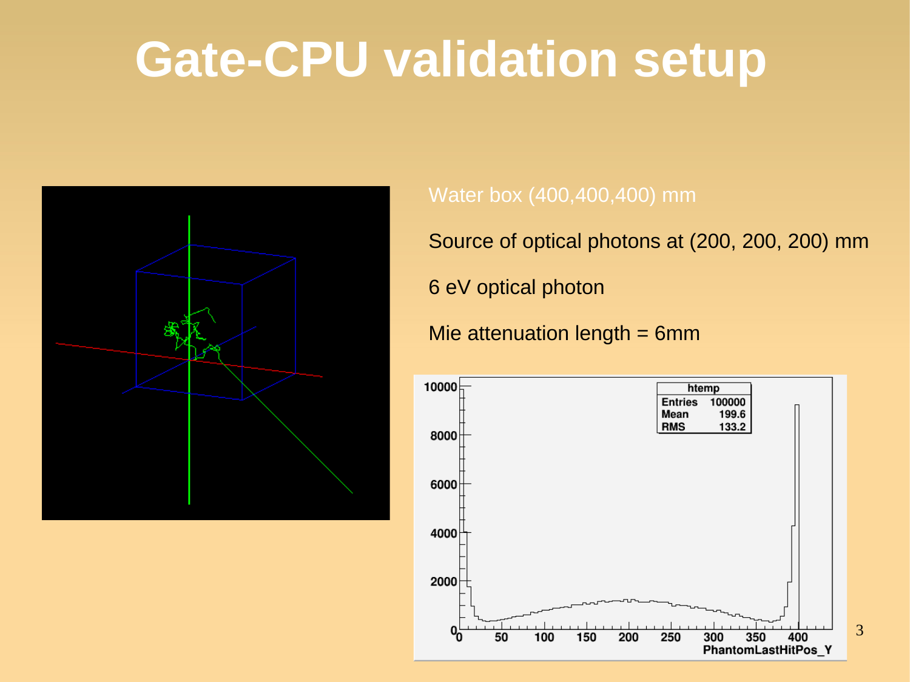# Gate-CPU validation setup

Water box (400,400,400) mm

Source of optical photons at (200, 200, 200) mm

6 eV optical photon

Mie attenuation length = 6mm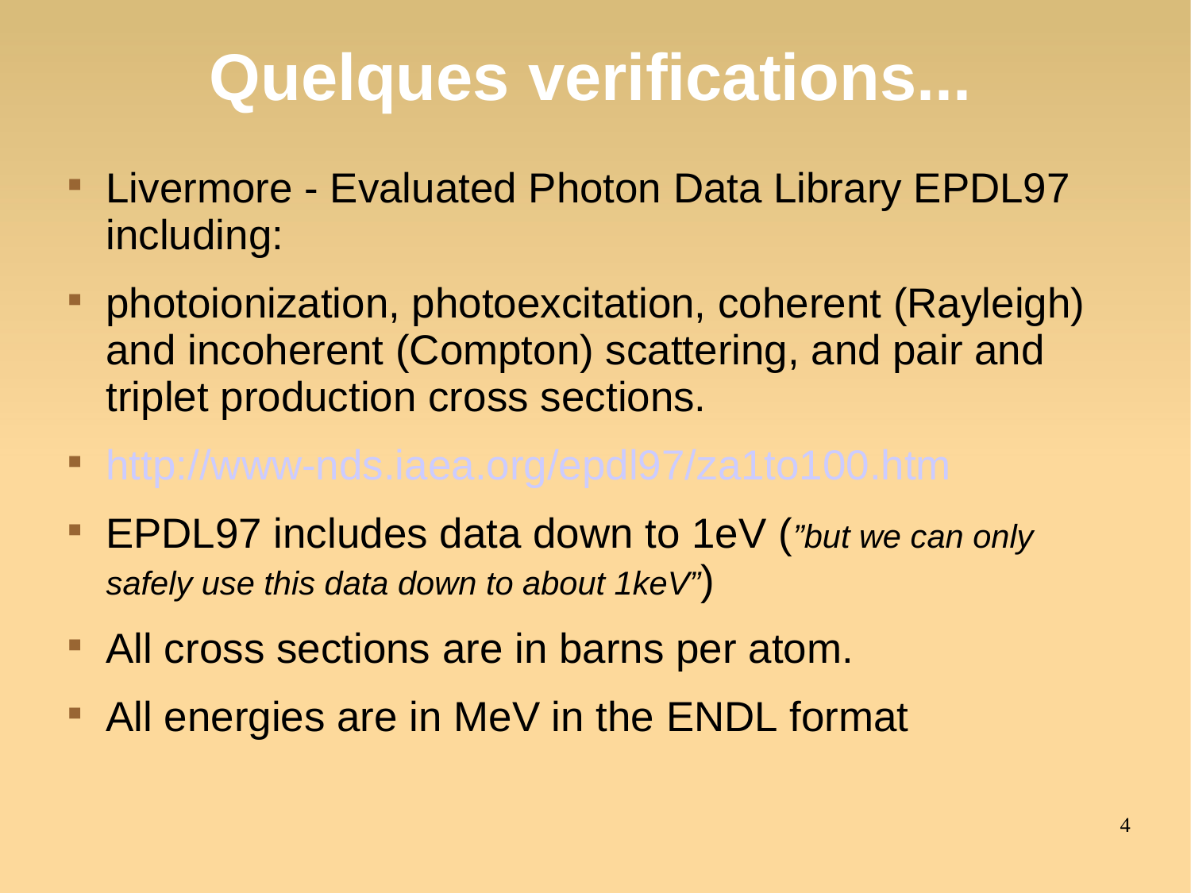# Quelques verifications...

- Livermore - Evaluated Photon Data Library EPDL97 including:
- photoionization, photoexcitation, coherent (Rayleigh) and incoherent (Compton) scattering, and pair and triplet production cross sections.
- http://www-nds.iaea.org/epdl97/za1to100.htm
- EPDL97 includes data down to 1eV (*"but we can only safely use this data down to about 1keV"*)
- All cross sections are in barns per atom.
- All energies are in MeV in the ENDL format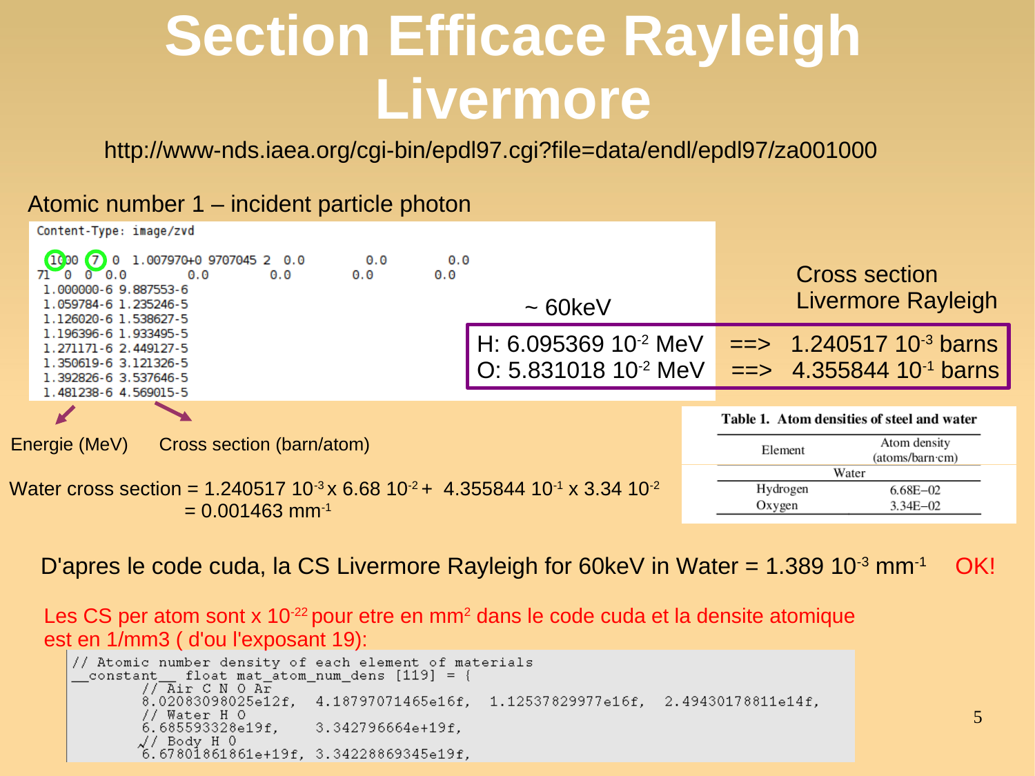# Section Efficace Rayleigh Livermore

http://www-nds.iaea.org/cgi-bin/epdl97.cgi?file=data/endl/epdl97/za001000

Atomic number 1 – incident particle photon

```
Content-Type: image/zvd

  1000  7  0  1.007970+0 9707045 2  0.0        0.0        0.0
71  0  0  0.0        0.0        0.0        0.0        0.0
  1.000000-6 9.887553-6
  1.059784-6 1.235246-5
  1.126020-6 1.538627-5
  1.196396-6 1.933495-5
  1.271171-6 2.449127-5
  1.350619-6 3.121326-5
  1.392826-6 3.537646-5
  1.481238-6 4.569015-5
```

Energie (MeV)    Cross section (barn/atom)

~ 60keV

Cross section Livermore Rayleigh

H: $6.095369\ 10^{-2}$ MeV ==> $1.240517\ 10^{-3}$ barns
O: $5.831018\ 10^{-2}$ MeV ==> $4.355844\ 10^{-1}$ barns

**Table 1. Atom densities of steel and water**

| Element | Atom density (atoms/barn·cm) |
|---|---|
| Water | |
| Hydrogen | 6.68E−02 |
| Oxygen | 3.34E−02 |

Water cross section = $1.240517\ 10^{-3} \times 6.68\ 10^{-2} + 4.355844\ 10^{-1} \times 3.34\ 10^{-2}$
= $0.001463\ \text{mm}^{-1}$

D'apres le code cuda, la CS Livermore Rayleigh for 60keV in Water = $1.389\ 10^{-3}\ \text{mm}^{-1}$ OK!

Les CS per atom sont x $10^{-22}$ pour etre en $\text{mm}^2$ dans le code cuda et la densite atomique est en 1/mm3 ( d'ou l'exposant 19):

```
// Atomic number density of each element of materials
__constant__ float mat_atom_num_dens [119] = {
        // Air C N O Ar
        8.02083098025e12f,  4.18797071465e16f,  1.12537829977e16f,  2.49430178811e14f,
        // Water H O
        6.685593328e19f,    3.342796664e+19f,
        // Body H O
        6.67801861861e+19f, 3.34228869345e19f,
```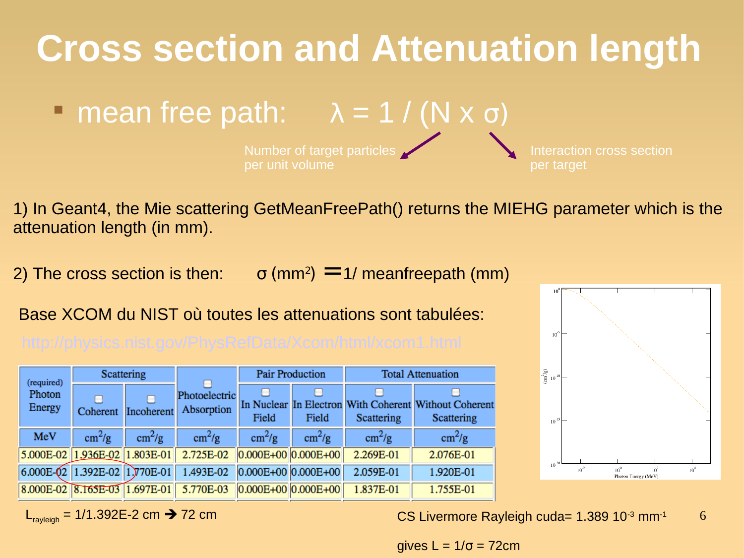# Cross section and Attenuation length

- mean free path: $\lambda = 1 / (N \times \sigma)$

Number of target particles per unit volume

Interaction cross section per target

1) In Geant4, the Mie scattering GetMeanFreePath() returns the MIEHG parameter which is the attenuation length (in mm).

2) The cross section is then: $\sigma\ (mm^2) = 1/$ meanfreepath (mm)

Base XCOM du NIST où toutes les attenuations sont tabulées:

http://physics.nist.gov/PhysRefData/Xcom/html/xcom1.html

| (required) Photon Energy | Scattering | | Photoelectric Absorption | Pair Production | | Total Attenuation | |
|---|---|---|---|---|---|---|---|
| | Coherent | Incoherent | | In Nuclear Field | In Electron Field | With Coherent Scattering | Without Coherent Scattering |
| MeV | $cm^2/g$ | $cm^2/g$ | $cm^2/g$ | $cm^2/g$ | $cm^2/g$ | $cm^2/g$ | $cm^2/g$ |
| 5.000E-02 | 1.936E-02 | 1.803E-01 | 2.725E-02 | 0.000E+00 | 0.000E+00 | 2.269E-01 | 2.076E-01 |
| 6.000E-02 | 1.392E-02 | 1.770E-01 | 1.493E-02 | 0.000E+00 | 0.000E+00 | 2.059E-01 | 1.920E-01 |
| 8.000E-02 | 8.165E-03 | 1.697E-01 | 5.770E-03 | 0.000E+00 | 0.000E+00 | 1.837E-01 | 1.755E-01 |

$L_{rayleigh} = 1/1.392E\text{-}2$ cm ➔ 72 cm

CS Livermore Rayleigh cuda= $1.389\ 10^{-3}\ mm^{-1}$

gives $L = 1/\sigma = 72$cm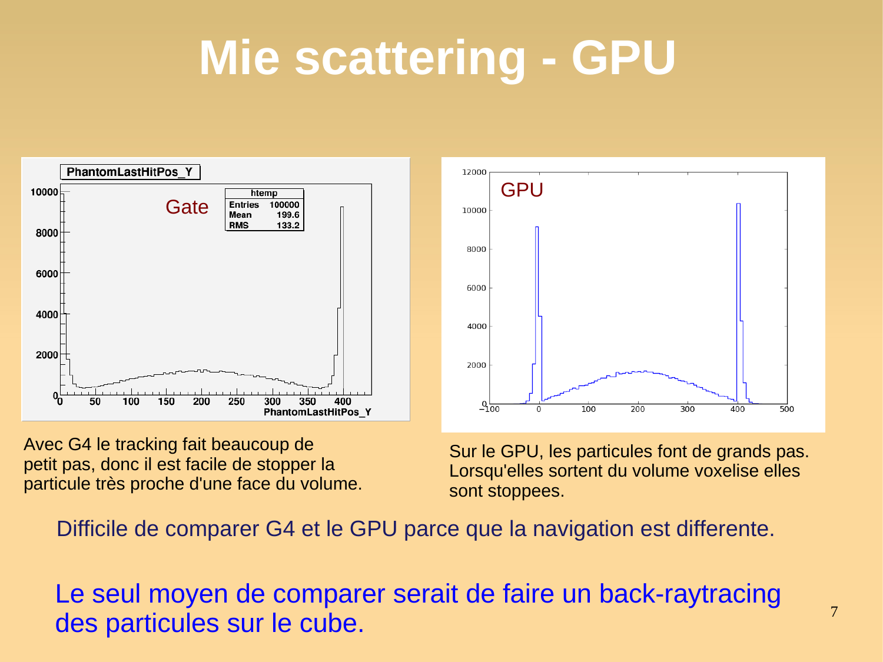# Mie scattering - GPU

PhantomLastHitPos_Y

Gate

htemp
Entries 100000
Mean 199.6
RMS 133.2

10000
8000
6000
4000
2000
0
0 50 100 150 200 250 300 350 400
PhantomLastHitPos_Y

GPU

12000
10000
8000
6000
4000
2000
0
−100 0 100 200 300 400 500

Avec G4 le tracking fait beaucoup de petit pas, donc il est facile de stopper la particule très proche d'une face du volume.

Sur le GPU, les particules font de grands pas. Lorsqu'elles sortent du volume voxelise elles sont stoppees.

Difficile de comparer G4 et le GPU parce que la navigation est differente.

Le seul moyen de comparer serait de faire un back-raytracing des particules sur le cube.